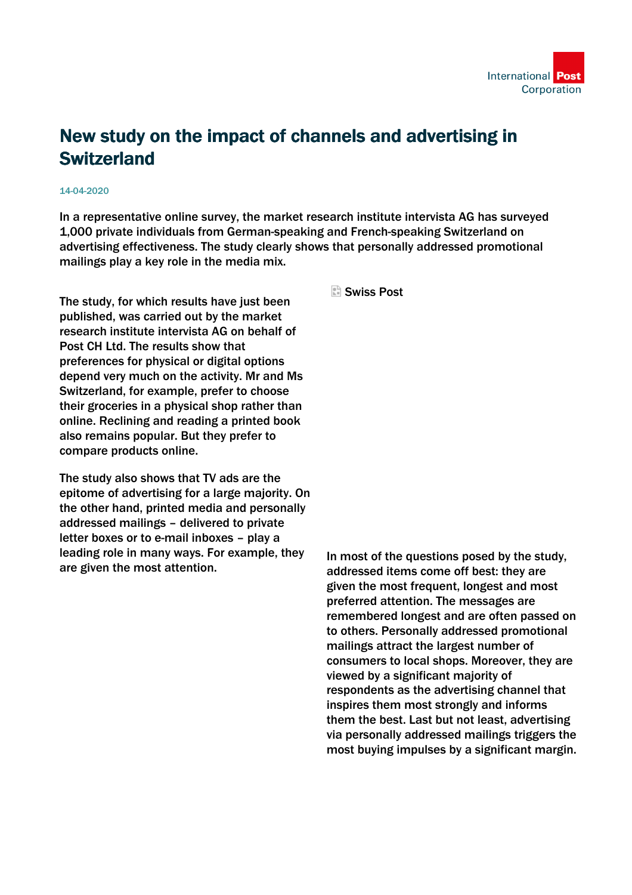# New study on the impact of channels and advertising in Switzerland

14-04-2020

**In a representative online survey, the market research institute intervista AG has surveyed 1,000 private individuals from German-speaking and French-speaking Switzerland on advertising effectiveness. The study clearly shows that personally addressed promotional mailings play a key role in the media mix.**

Swiss Post

The study, for which results have just been published, was carried out by the market research institute intervista AG on behalf of Post CH Ltd. The results show that preferences for physical or digital options depend very much on the activity. Mr and Ms Switzerland, for example, prefer to choose their groceries in a physical shop rather than online. Reclining and reading a printed book also remains popular. But they prefer to compare products online.

The study also shows that TV ads are the epitome of advertising for a large majority. On the other hand, printed media and personally addressed mailings – delivered to private letter boxes or to e-mail inboxes – play a leading role in many ways. For example, they are given the most attention.

In most of the questions posed by the study, addressed items come off best: they are given the most frequent, longest and most preferred attention. The messages are remembered longest and are often passed on to others. Personally addressed promotional mailings attract the largest number of consumers to local shops. Moreover, they are viewed by a significant majority of respondents as the advertising channel that inspires them most strongly and informs them the best. Last but not least, advertising via personally addressed mailings triggers the most buying impulses by a significant margin.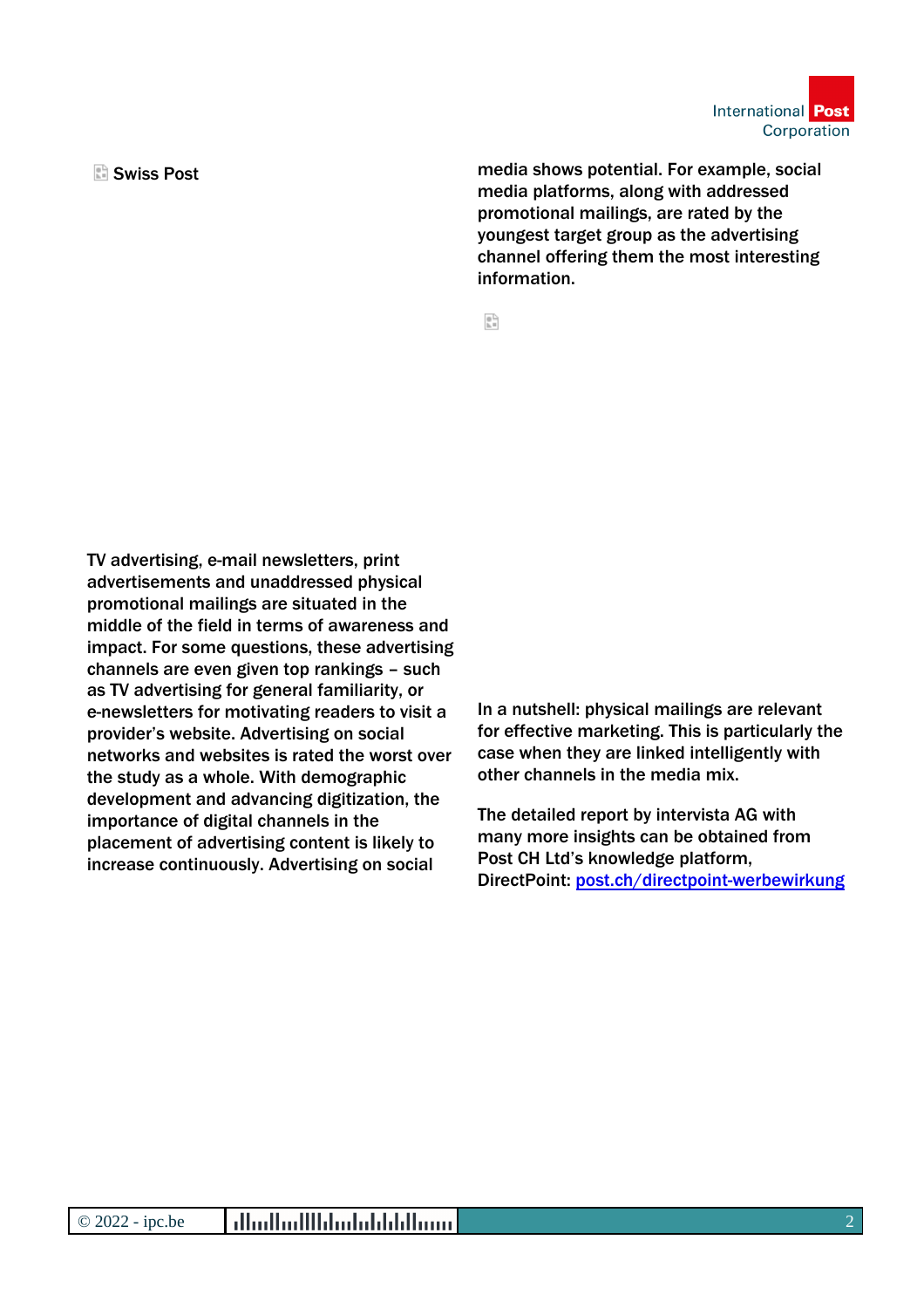Swiss Post

TV advertising, e-mail newsletters, print advertisements and unaddressed physical promotional mailings are situated in the middle of the field in terms of awareness and impact. For some questions, these advertising channels are even given top rankings – such as TV advertising for general familiarity, or e-newsletters for motivating readers to visit a provider's website. Advertising on social networks and websites is rated the worst over the study as a whole. With demographic development and advancing digitization, the importance of digital channels in the placement of advertising content is likely to increase continuously. Advertising on social media shows potential. For example, social media platforms, along with addressed promotional mailings, are rated by the youngest target group as the advertising channel offering them the most interesting information.

In a nutshell: physical mailings are relevant for effective marketing. This is particularly the case when they are linked intelligently with other channels in the media mix.

The detailed report by intervista AG with many more insights can be obtained from Post CH Ltd's knowledge platform, DirectPoint: [post.ch/directpoint-werbewirkung](post.ch/directpoint-werbewirkung)